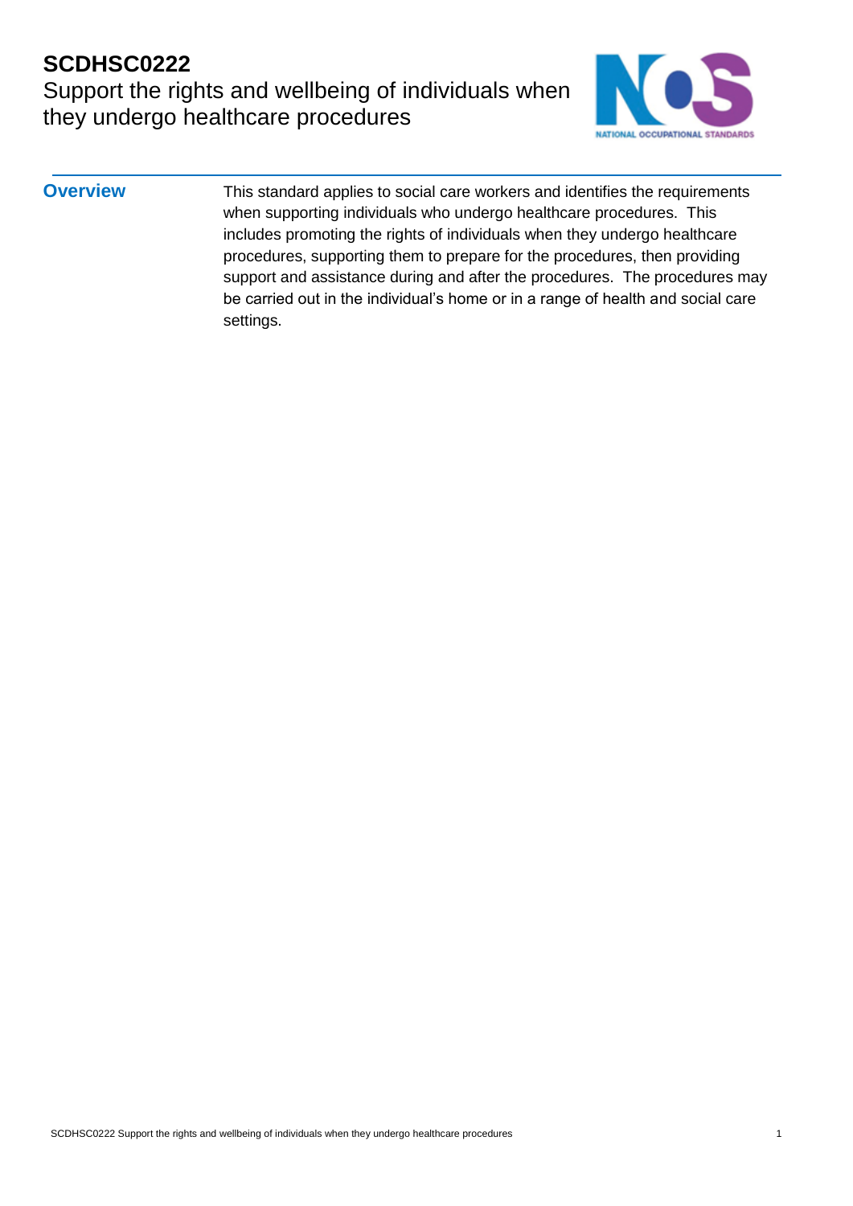# SCDHSC0222

## Support the rights and wellbeing of individuals when they undergo healthcare procedures

**Overview**

This standard applies to social care workers and identifies the requirements when supporting individuals who undergo healthcare procedures. This includes promoting the rights of individuals when they undergo healthcare procedures, supporting them to prepare for the procedures, then providing support and assistance during and after the procedures. The procedures may be carried out in the individual's home or in a range of health and social care settings.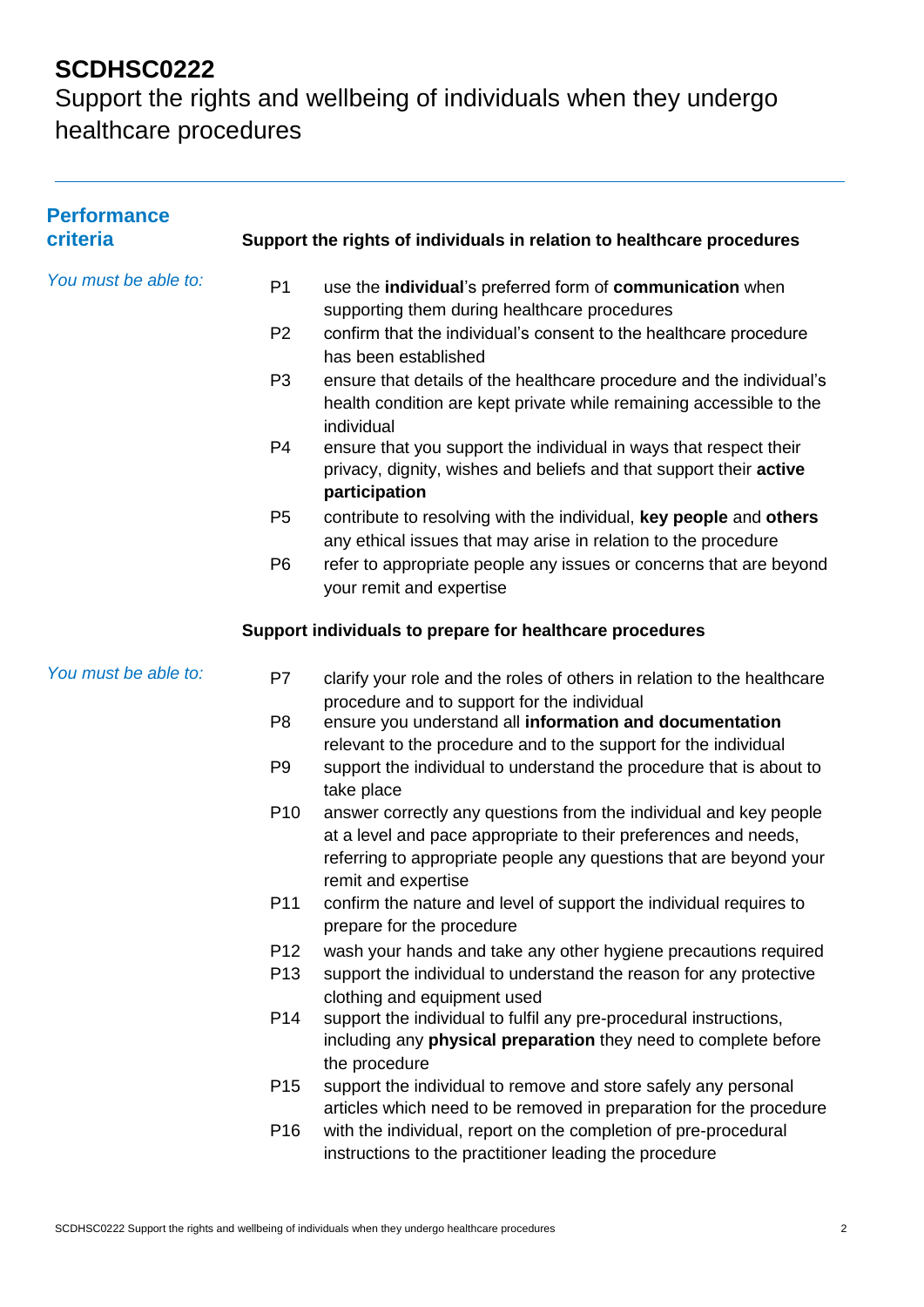# SCDHSC0222

## Support the rights and wellbeing of individuals when they undergo healthcare procedures

## Performance criteria

### Support the rights of individuals in relation to healthcare procedures

*You must be able to:*

- P1 use the **individual**'s preferred form of **communication** when supporting them during healthcare procedures
- P2 confirm that the individual's consent to the healthcare procedure has been established
- P3 ensure that details of the healthcare procedure and the individual's health condition are kept private while remaining accessible to the individual
- P4 ensure that you support the individual in ways that respect their privacy, dignity, wishes and beliefs and that support their **active participation**
- P5 contribute to resolving with the individual, **key people** and **others** any ethical issues that may arise in relation to the procedure
- P6 refer to appropriate people any issues or concerns that are beyond your remit and expertise

### Support individuals to prepare for healthcare procedures

*You must be able to:*

- P7 clarify your role and the roles of others in relation to the healthcare procedure and to support for the individual
- P8 ensure you understand all **information and documentation** relevant to the procedure and to the support for the individual
- P9 support the individual to understand the procedure that is about to take place
- P10 answer correctly any questions from the individual and key people at a level and pace appropriate to their preferences and needs, referring to appropriate people any questions that are beyond your remit and expertise
- P11 confirm the nature and level of support the individual requires to prepare for the procedure
- P12 wash your hands and take any other hygiene precautions required
- P13 support the individual to understand the reason for any protective clothing and equipment used
- P14 support the individual to fulfil any pre-procedural instructions, including any **physical preparation** they need to complete before the procedure
- P15 support the individual to remove and store safely any personal articles which need to be removed in preparation for the procedure
- P16 with the individual, report on the completion of pre-procedural instructions to the practitioner leading the procedure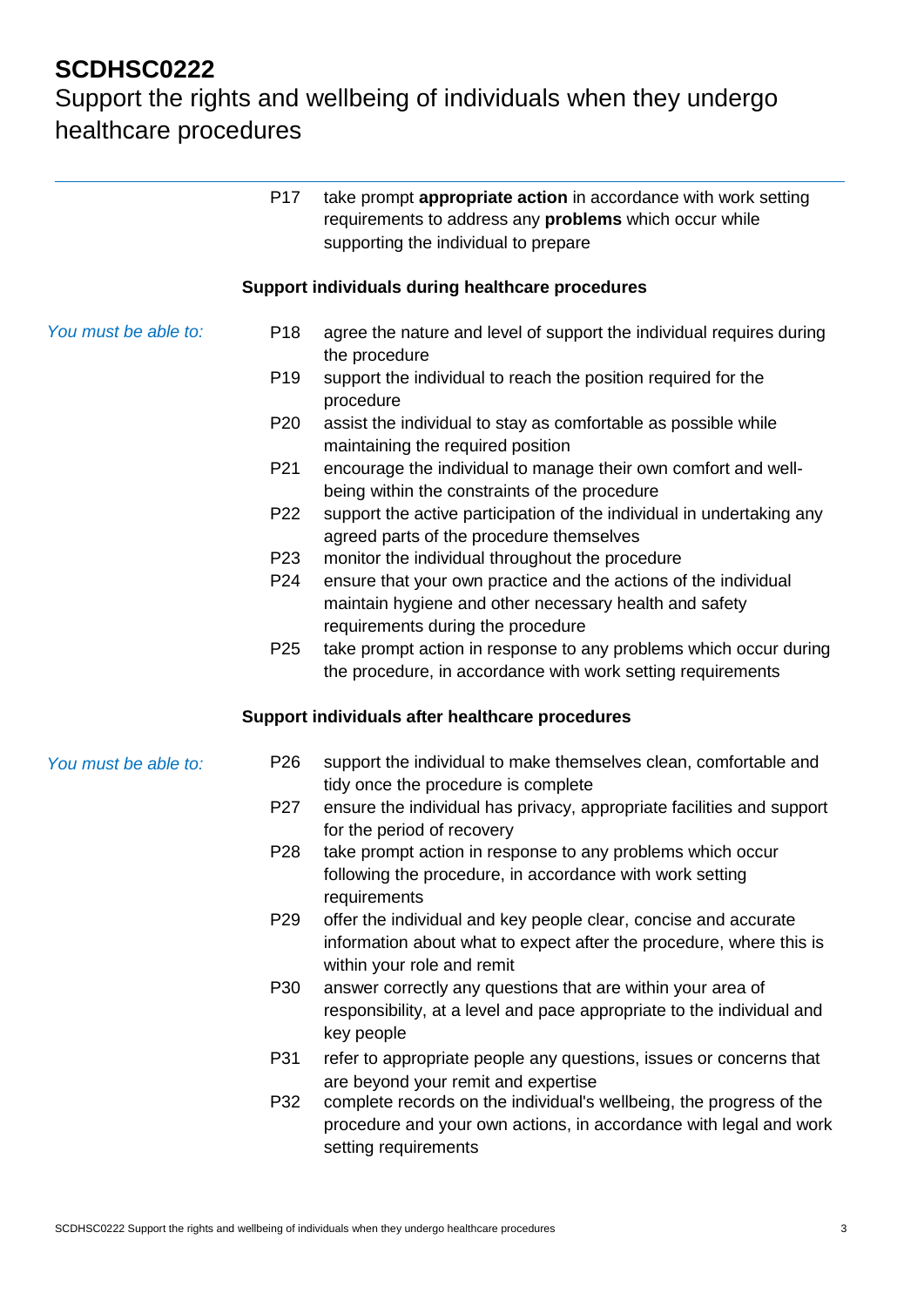# SCDHSC0222

## Support the rights and wellbeing of individuals when they undergo healthcare procedures

P17 take prompt **appropriate action** in accordance with work setting requirements to address any **problems** which occur while supporting the individual to prepare

### Support individuals during healthcare procedures

*You must be able to:*

P18 agree the nature and level of support the individual requires during the procedure

P19 support the individual to reach the position required for the procedure

P20 assist the individual to stay as comfortable as possible while maintaining the required position

P21 encourage the individual to manage their own comfort and well-being within the constraints of the procedure

P22 support the active participation of the individual in undertaking any agreed parts of the procedure themselves

P23 monitor the individual throughout the procedure

P24 ensure that your own practice and the actions of the individual maintain hygiene and other necessary health and safety requirements during the procedure

P25 take prompt action in response to any problems which occur during the procedure, in accordance with work setting requirements

### Support individuals after healthcare procedures

*You must be able to:*

P26 support the individual to make themselves clean, comfortable and tidy once the procedure is complete

P27 ensure the individual has privacy, appropriate facilities and support for the period of recovery

P28 take prompt action in response to any problems which occur following the procedure, in accordance with work setting requirements

P29 offer the individual and key people clear, concise and accurate information about what to expect after the procedure, where this is within your role and remit

P30 answer correctly any questions that are within your area of responsibility, at a level and pace appropriate to the individual and key people

P31 refer to appropriate people any questions, issues or concerns that are beyond your remit and expertise

P32 complete records on the individual's wellbeing, the progress of the procedure and your own actions, in accordance with legal and work setting requirements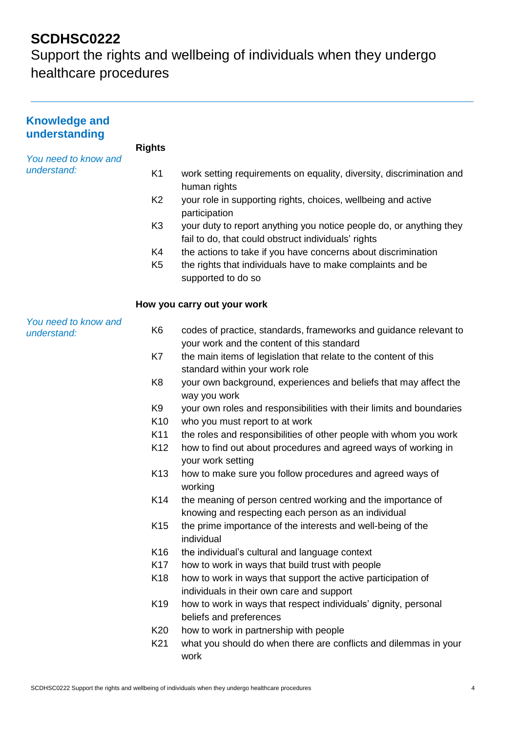# SCDHSC0222

Support the rights and wellbeing of individuals when they undergo healthcare procedures

## Knowledge and understanding

### Rights

*You need to know and understand:*

- K1 work setting requirements on equality, diversity, discrimination and human rights
- K2 your role in supporting rights, choices, wellbeing and active participation
- K3 your duty to report anything you notice people do, or anything they fail to do, that could obstruct individuals' rights
- K4 the actions to take if you have concerns about discrimination
- K5 the rights that individuals have to make complaints and be supported to do so

### How you carry out your work

*You need to know and understand:*

- K6 codes of practice, standards, frameworks and guidance relevant to your work and the content of this standard
- K7 the main items of legislation that relate to the content of this standard within your work role
- K8 your own background, experiences and beliefs that may affect the way you work
- K9 your own roles and responsibilities with their limits and boundaries
- K10 who you must report to at work
- K11 the roles and responsibilities of other people with whom you work
- K12 how to find out about procedures and agreed ways of working in your work setting
- K13 how to make sure you follow procedures and agreed ways of working
- K14 the meaning of person centred working and the importance of knowing and respecting each person as an individual
- K15 the prime importance of the interests and well-being of the individual
- K16 the individual's cultural and language context
- K17 how to work in ways that build trust with people
- K18 how to work in ways that support the active participation of individuals in their own care and support
- K19 how to work in ways that respect individuals' dignity, personal beliefs and preferences
- K20 how to work in partnership with people
- K21 what you should do when there are conflicts and dilemmas in your work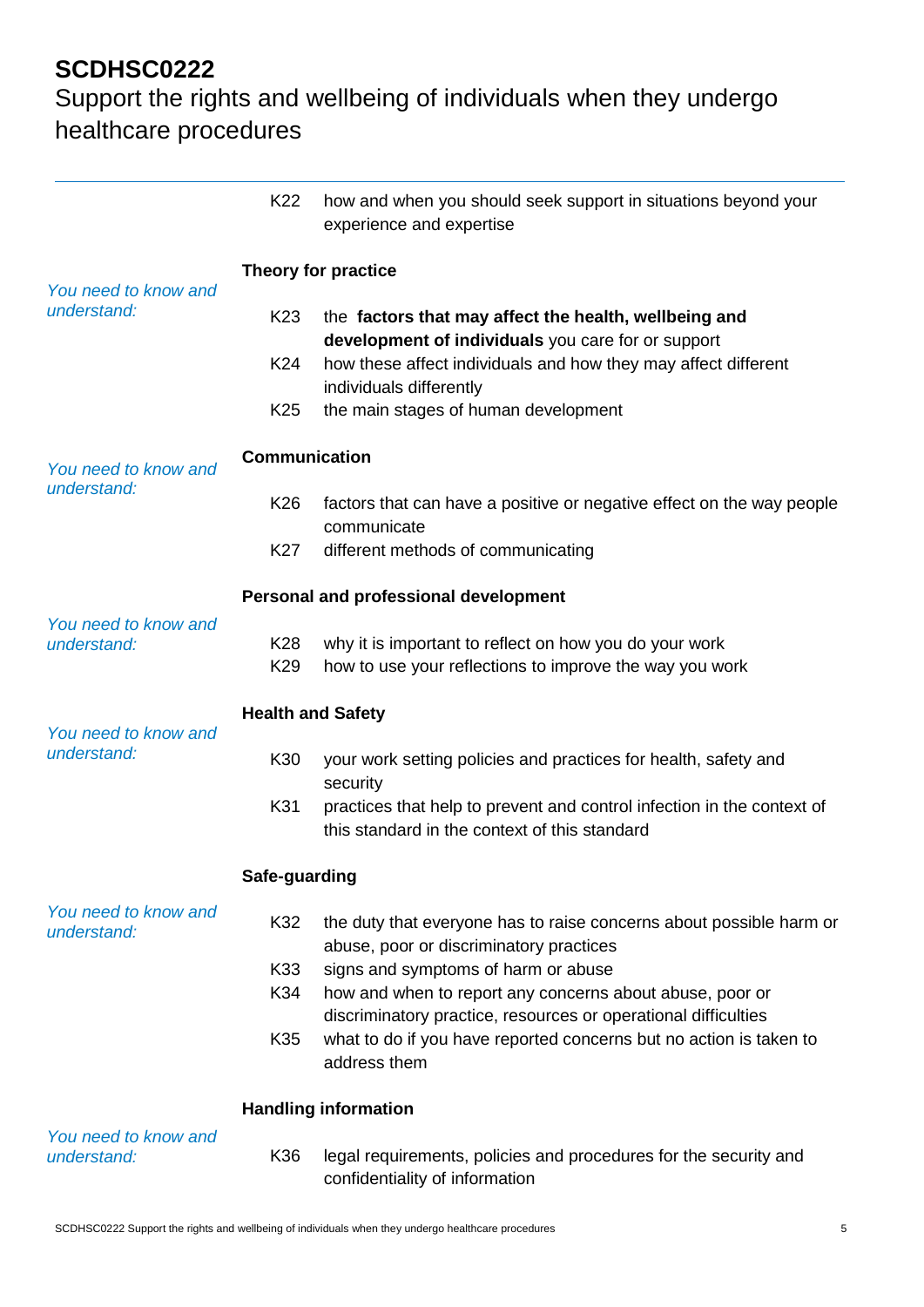# SCDHSC0222

Support the rights and wellbeing of individuals when they undergo healthcare procedures

| | | |
|---|---|---|
| | K22 | how and when you should seek support in situations beyond your experience and expertise |
| | **Theory for practice** | |
| *You need to know and understand:* | K23 | the **factors that may affect the health, wellbeing and development of individuals** you care for or support |
| | K24 | how these affect individuals and how they may affect different individuals differently |
| | K25 | the main stages of human development |
| | **Communication** | |
| *You need to know and understand:* | K26 | factors that can have a positive or negative effect on the way people communicate |
| | K27 | different methods of communicating |
| | **Personal and professional development** | |
| *You need to know and understand:* | K28 | why it is important to reflect on how you do your work |
| | K29 | how to use your reflections to improve the way you work |
| | **Health and Safety** | |
| *You need to know and understand:* | K30 | your work setting policies and practices for health, safety and security |
| | K31 | practices that help to prevent and control infection in the context of this standard in the context of this standard |
| | **Safe-guarding** | |
| *You need to know and understand:* | K32 | the duty that everyone has to raise concerns about possible harm or abuse, poor or discriminatory practices |
| | K33 | signs and symptoms of harm or abuse |
| | K34 | how and when to report any concerns about abuse, poor or discriminatory practice, resources or operational difficulties |
| | K35 | what to do if you have reported concerns but no action is taken to address them |
| | **Handling information** | |
| *You need to know and understand:* | K36 | legal requirements, policies and procedures for the security and confidentiality of information |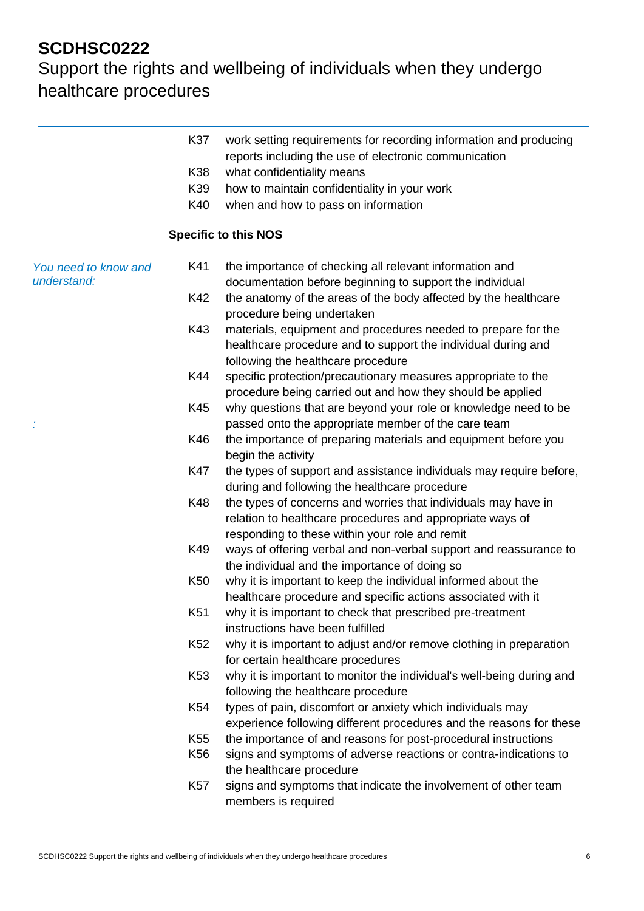# SCDHSC0222

Support the rights and wellbeing of individuals when they undergo healthcare procedures

- K37 work setting requirements for recording information and producing reports including the use of electronic communication
- K38 what confidentiality means
- K39 how to maintain confidentiality in your work
- K40 when and how to pass on information

**Specific to this NOS**

*You need to know and understand:*

- K41 the importance of checking all relevant information and documentation before beginning to support the individual
- K42 the anatomy of the areas of the body affected by the healthcare procedure being undertaken
- K43 materials, equipment and procedures needed to prepare for the healthcare procedure and to support the individual during and following the healthcare procedure
- K44 specific protection/precautionary measures appropriate to the procedure being carried out and how they should be applied
- K45 why questions that are beyond your role or knowledge need to be passed onto the appropriate member of the care team
- K46 the importance of preparing materials and equipment before you begin the activity
- K47 the types of support and assistance individuals may require before, during and following the healthcare procedure
- K48 the types of concerns and worries that individuals may have in relation to healthcare procedures and appropriate ways of responding to these within your role and remit
- K49 ways of offering verbal and non-verbal support and reassurance to the individual and the importance of doing so
- K50 why it is important to keep the individual informed about the healthcare procedure and specific actions associated with it
- K51 why it is important to check that prescribed pre-treatment instructions have been fulfilled
- K52 why it is important to adjust and/or remove clothing in preparation for certain healthcare procedures
- K53 why it is important to monitor the individual's well-being during and following the healthcare procedure
- K54 types of pain, discomfort or anxiety which individuals may experience following different procedures and the reasons for these
- K55 the importance of and reasons for post-procedural instructions
- K56 signs and symptoms of adverse reactions or contra-indications to the healthcare procedure
- K57 signs and symptoms that indicate the involvement of other team members is required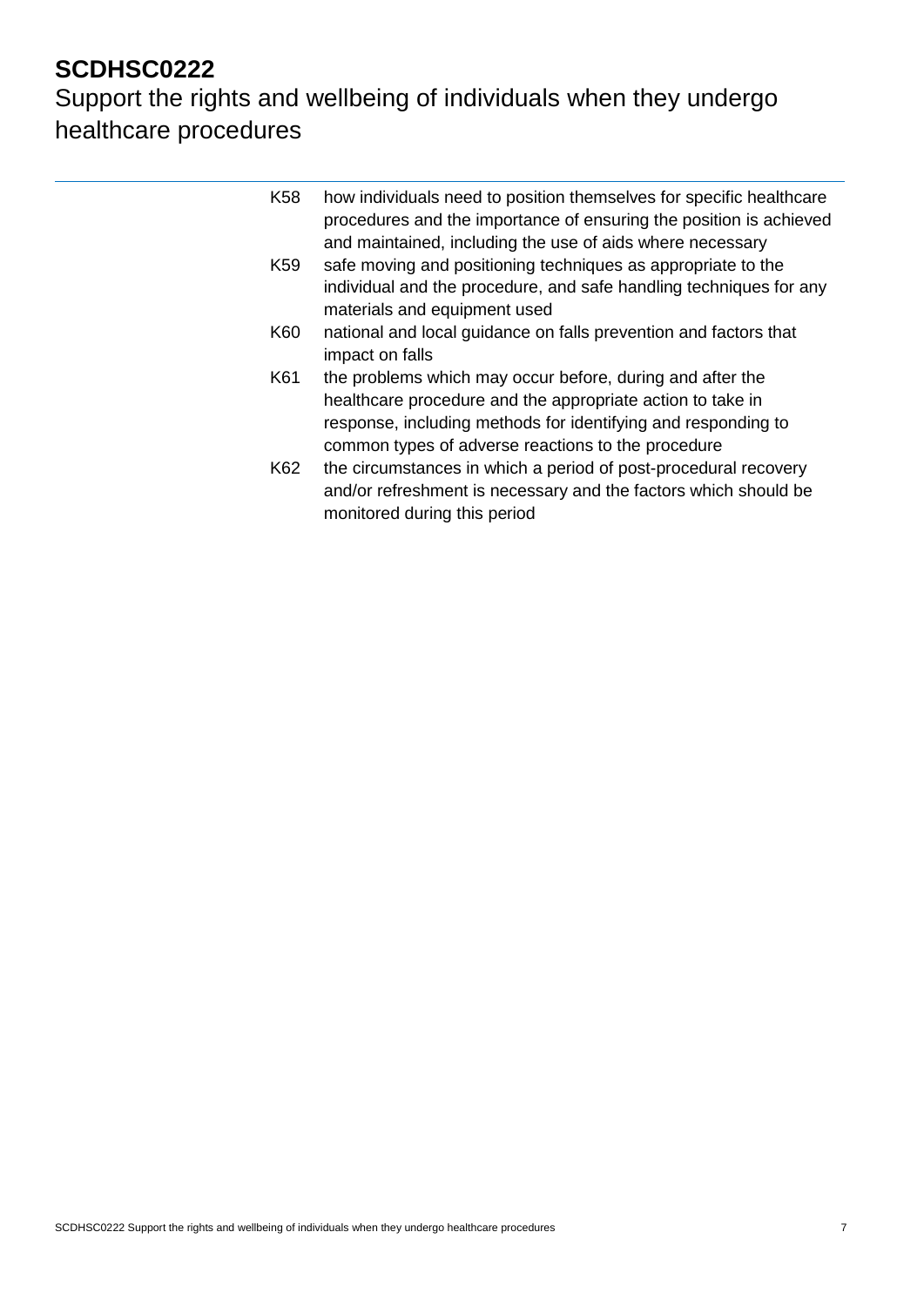# SCDHSC0222

## Support the rights and wellbeing of individuals when they undergo healthcare procedures

K58 how individuals need to position themselves for specific healthcare procedures and the importance of ensuring the position is achieved and maintained, including the use of aids where necessary

K59 safe moving and positioning techniques as appropriate to the individual and the procedure, and safe handling techniques for any materials and equipment used

K60 national and local guidance on falls prevention and factors that impact on falls

K61 the problems which may occur before, during and after the healthcare procedure and the appropriate action to take in response, including methods for identifying and responding to common types of adverse reactions to the procedure

K62 the circumstances in which a period of post-procedural recovery and/or refreshment is necessary and the factors which should be monitored during this period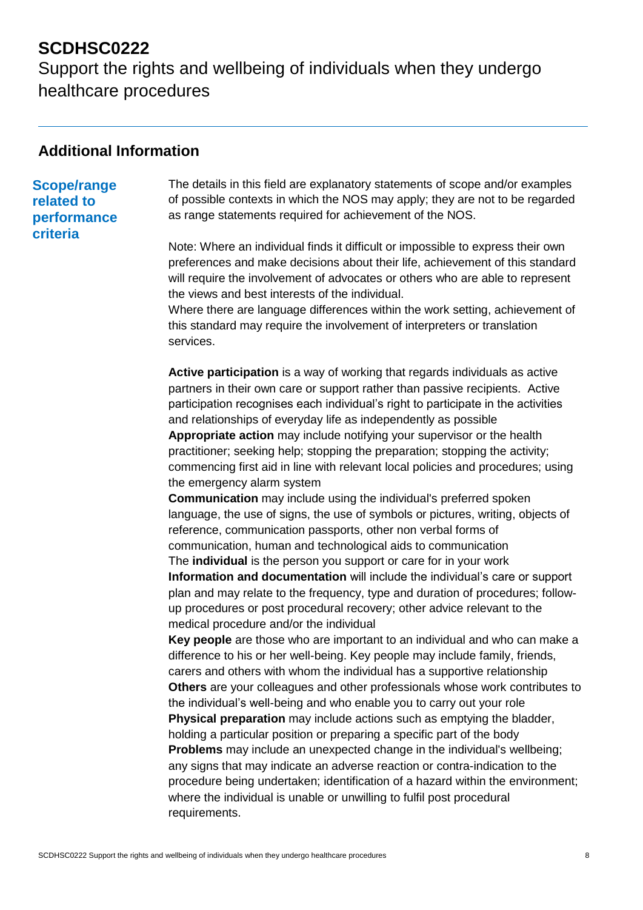# SCDHSC0222
Support the rights and wellbeing of individuals when they undergo healthcare procedures

## Additional Information

### Scope/range related to performance criteria

The details in this field are explanatory statements of scope and/or examples of possible contexts in which the NOS may apply; they are not to be regarded as range statements required for achievement of the NOS.

Note: Where an individual finds it difficult or impossible to express their own preferences and make decisions about their life, achievement of this standard will require the involvement of advocates or others who are able to represent the views and best interests of the individual.
Where there are language differences within the work setting, achievement of this standard may require the involvement of interpreters or translation services.

**Active participation** is a way of working that regards individuals as active partners in their own care or support rather than passive recipients. Active participation recognises each individual's right to participate in the activities and relationships of everyday life as independently as possible
**Appropriate action** may include notifying your supervisor or the health practitioner; seeking help; stopping the preparation; stopping the activity; commencing first aid in line with relevant local policies and procedures; using the emergency alarm system
**Communication** may include using the individual's preferred spoken language, the use of signs, the use of symbols or pictures, writing, objects of reference, communication passports, other non verbal forms of communication, human and technological aids to communication
The **individual** is the person you support or care for in your work
**Information and documentation** will include the individual's care or support plan and may relate to the frequency, type and duration of procedures; follow-up procedures or post procedural recovery; other advice relevant to the medical procedure and/or the individual
**Key people** are those who are important to an individual and who can make a difference to his or her well-being. Key people may include family, friends, carers and others with whom the individual has a supportive relationship
**Others** are your colleagues and other professionals whose work contributes to the individual's well-being and who enable you to carry out your role
**Physical preparation** may include actions such as emptying the bladder, holding a particular position or preparing a specific part of the body
**Problems** may include an unexpected change in the individual's wellbeing; any signs that may indicate an adverse reaction or contra-indication to the procedure being undertaken; identification of a hazard within the environment; where the individual is unable or unwilling to fulfil post procedural requirements.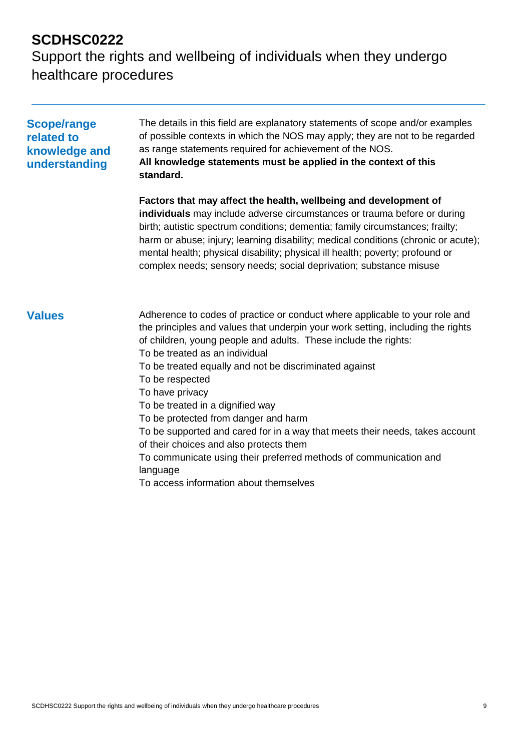# SCDHSC0222

Support the rights and wellbeing of individuals when they undergo healthcare procedures

## Scope/range related to knowledge and understanding

The details in this field are explanatory statements of scope and/or examples of possible contexts in which the NOS may apply; they are not to be regarded as range statements required for achievement of the NOS.
**All knowledge statements must be applied in the context of this standard.**

**Factors that may affect the health, wellbeing and development of individuals** may include adverse circumstances or trauma before or during birth; autistic spectrum conditions; dementia; family circumstances; frailty; harm or abuse; injury; learning disability; medical conditions (chronic or acute); mental health; physical disability; physical ill health; poverty; profound or complex needs; sensory needs; social deprivation; substance misuse

## Values

Adherence to codes of practice or conduct where applicable to your role and the principles and values that underpin your work setting, including the rights of children, young people and adults. These include the rights:

To be treated as an individual
To be treated equally and not be discriminated against
To be respected
To have privacy
To be treated in a dignified way
To be protected from danger and harm
To be supported and cared for in a way that meets their needs, takes account of their choices and also protects them
To communicate using their preferred methods of communication and language
To access information about themselves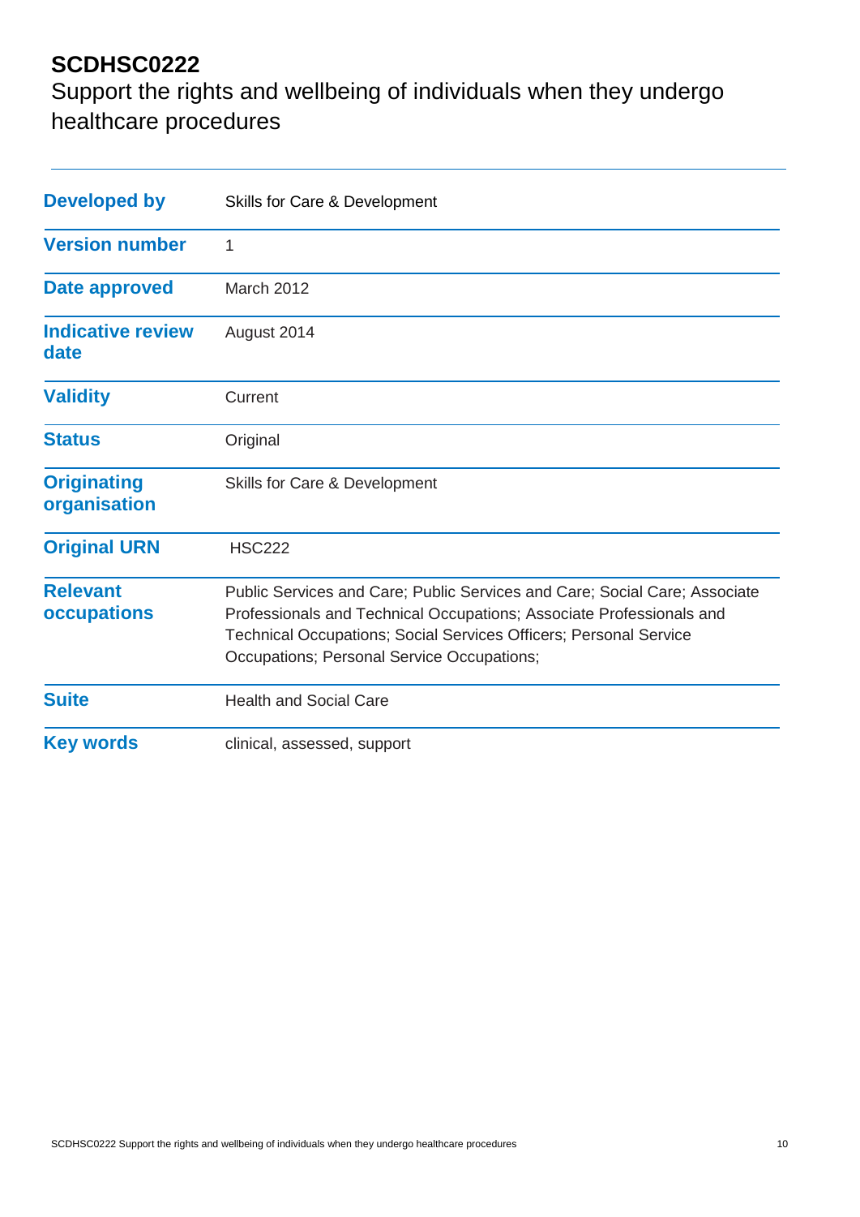# SCDHSC0222

Support the rights and wellbeing of individuals when they undergo healthcare procedures

| | |
|---|---|
| **Developed by** | Skills for Care & Development |
| **Version number** | 1 |
| **Date approved** | March 2012 |
| **Indicative review date** | August 2014 |
| **Validity** | Current |
| **Status** | Original |
| **Originating organisation** | Skills for Care & Development |
| **Original URN** | HSC222 |
| **Relevant occupations** | Public Services and Care; Public Services and Care; Social Care; Associate Professionals and Technical Occupations; Associate Professionals and Technical Occupations; Social Services Officers; Personal Service Occupations; Personal Service Occupations; |
| **Suite** | Health and Social Care |
| **Key words** | clinical, assessed, support |